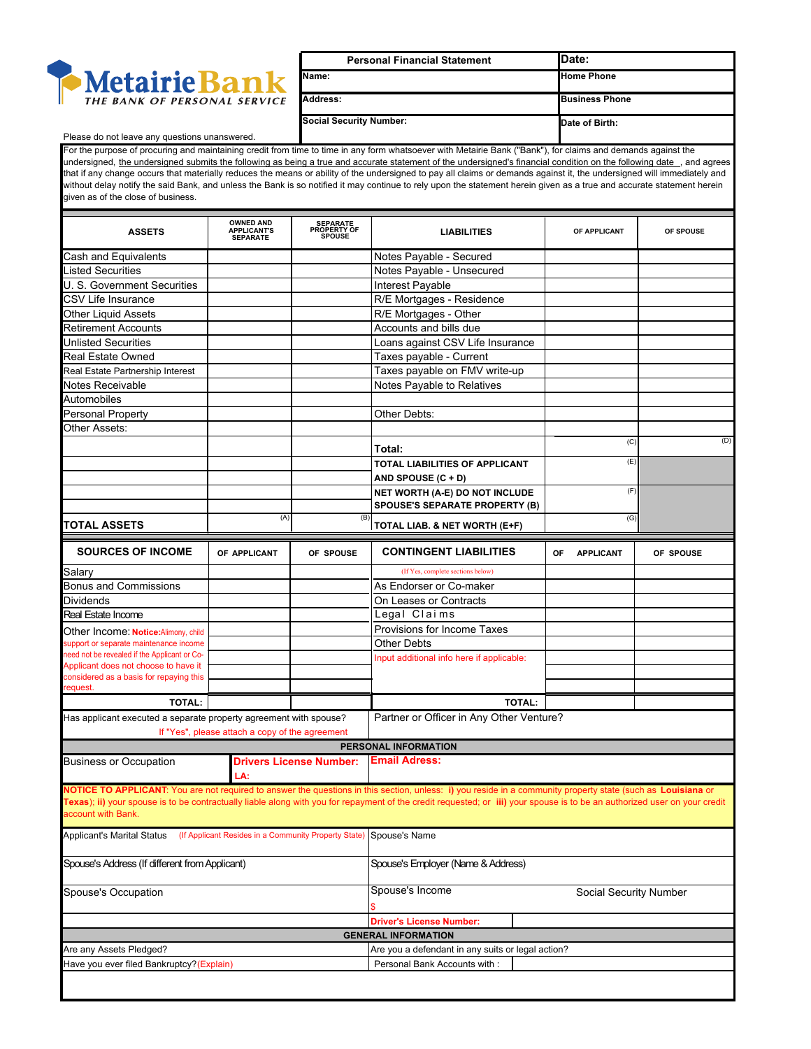**MetairieBank**
*THE BANK OF PERSONAL SERVICE*

| Personal Financial Statement | Date: |
|---|---|
| Name: | Home Phone |
| Address: | Business Phone |
| Social Security Number: | Date of Birth: |

Please do not leave any questions unanswered.

For the purpose of procuring and maintaining credit from time to time in any form whatsoever with Metairie Bank ("Bank"), for claims and demands against the undersigned, the undersigned submits the following as being a true and accurate statement of the undersigned's financial condition on the following date \_, and agrees that if any change occurs that materially reduces the means or ability of the undersigned to pay all claims or demands against it, the undersigned will immediately and without delay notify the said Bank, and unless the Bank is so notified it may continue to rely upon the statement herein given as a true and accurate statement herein given as of the close of business.

| ASSETS | OWNED AND APPLICANT'S SEPARATE | SEPARATE PROPERTY OF SPOUSE | LIABILITIES | OF APPLICANT | OF SPOUSE |
|---|---|---|---|---|---|
| Cash and Equivalents | | | Notes Payable - Secured | | |
| Listed Securities | | | Notes Payable - Unsecured | | |
| U. S. Government Securities | | | Interest Payable | | |
| CSV Life Insurance | | | R/E Mortgages - Residence | | |
| Other Liquid Assets | | | R/E Mortgages - Other | | |
| Retirement Accounts | | | Accounts and bills due | | |
| Unlisted Securities | | | Loans against CSV Life Insurance | | |
| Real Estate Owned | | | Taxes payable - Current | | |
| Real Estate Partnership Interest | | | Taxes payable on FMV write-up | | |
| Notes Receivable | | | Notes Payable to Relatives | | |
| Automobiles | | | | | |
| Personal Property | | | Other Debts: | | |
| Other Assets: | | | | | |
| | | | Total: | (C) | (D) |
| | | | TOTAL LIABILITIES OF APPLICANT AND SPOUSE (C + D) | (E) | |
| | | | NET WORTH (A-E) DO NOT INCLUDE SPOUSE'S SEPARATE PROPERTY (B) | (F) | |
| TOTAL ASSETS | (A) | (B) | TOTAL LIAB. & NET WORTH (E+F) | (G) | |

| SOURCES OF INCOME | OF APPLICANT | OF SPOUSE | CONTINGENT LIABILITIES | OF APPLICANT | OF SPOUSE |
|---|---|---|---|---|---|
| Salary | | | (If Yes, complete sections below) | | |
| Bonus and Commissions | | | As Endorser or Co-maker | | |
| Dividends | | | On Leases or Contracts | | |
| Real Estate Income | | | Legal Claims | | |
| Other Income: **Notice:** Alimony, child support or separate maintenance income need not be revealed if the Applicant or Co-Applicant does not choose to have it considered as a basis for repaying this request. | | | Provisions for Income Taxes | | |
| | | | Other Debts | | |
| | | | Input additional info here if applicable: | | |
| TOTAL: | | | TOTAL: | | |

| Has applicant executed a separate property agreement with spouse? If "Yes", please attach a copy of the agreement | Partner or Officer in Any Other Venture? |
|---|---|

## PERSONAL INFORMATION

| Business or Occupation | **Drivers License Number:** **LA:** | **Email Adress:** |
|---|---|---|

**NOTICE TO APPLICANT**: You are not required to answer the questions in this section, unless: **i)** you reside in a community property state (such as **Louisiana** or **Texas**); **ii)** your spouse is to be contractually liable along with you for repayment of the credit requested; or **iii)** your spouse is to be an authorized user on your credit account with Bank.

| | | |
|---|---|---|
| Applicant's Marital Status (If Applicant Resides in a Community Property State) | Spouse's Name | |
| Spouse's Address (If different from Applicant) | Spouse's Employer (Name & Address) | |
| Spouse's Occupation | Spouse's Income $ | Social Security Number |
| | **Driver's License Number:** | |

## GENERAL INFORMATION

| | |
|---|---|
| Are any Assets Pledged? | Are you a defendant in any suits or legal action? |
| Have you ever filed Bankruptcy? (Explain) | Personal Bank Accounts with : |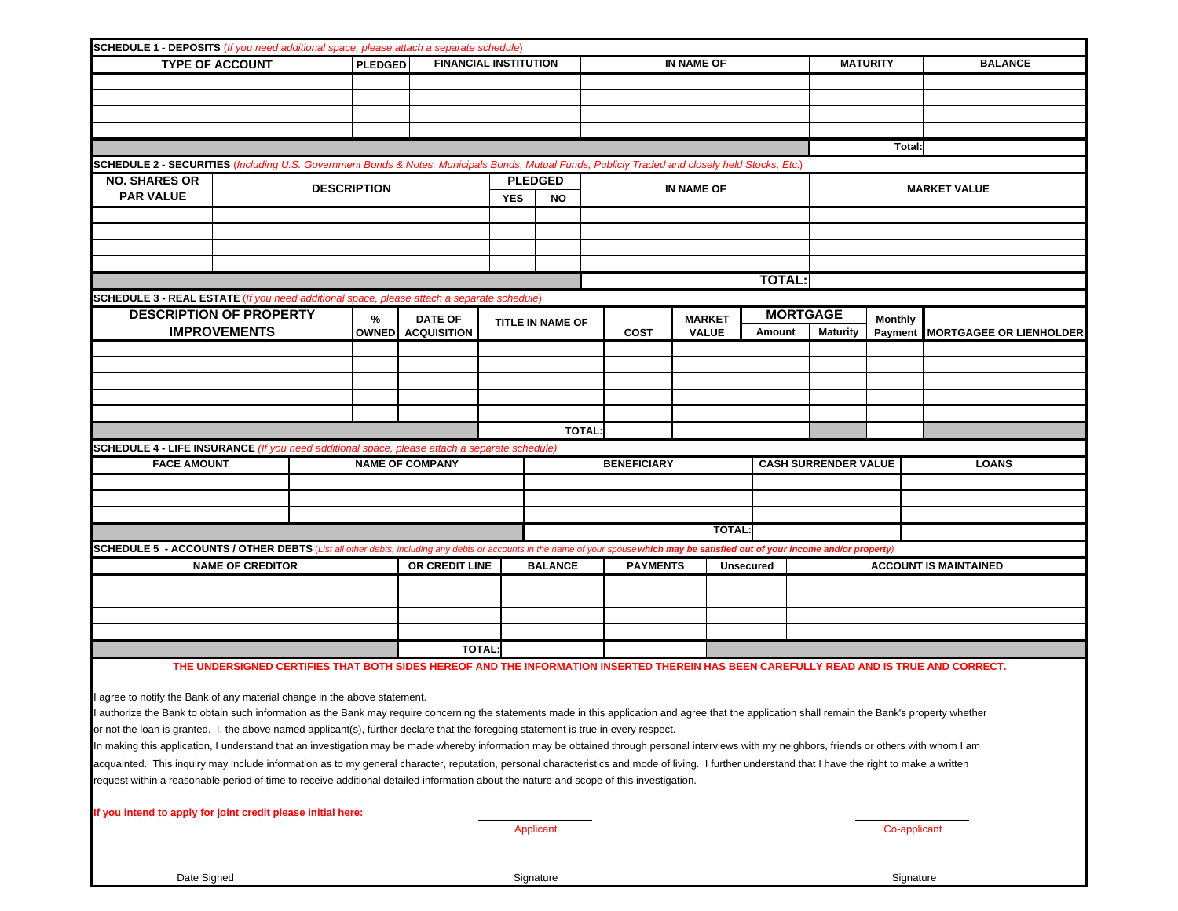**SCHEDULE 1 - DEPOSITS** *(If you need additional space, please attach a separate schedule)*

| TYPE OF ACCOUNT | PLEDGED | FINANCIAL INSTITUTION | IN NAME OF | MATURITY | BALANCE |
|---|---|---|---|---|---|
| | | | | | |
| | | | | | |
| | | | | | |
| | | | | | |
| | | | | Total: | |

**SCHEDULE 2 - SECURITIES** *(Including U.S. Government Bonds & Notes, Municipals Bonds, Mutual Funds, Publicly Traded and closely held Stocks, Etc.)*

| NO. SHARES OR PAR VALUE | DESCRIPTION | PLEDGED | | IN NAME OF | MARKET VALUE |
|---|---|---|---|---|---|
| | | YES | NO | | |
| | | | | | |
| | | | | | |
| | | | | | |
| | | | | | |
| | | | | TOTAL: | |

**SCHEDULE 3 - REAL ESTATE** *(If you need additional space, please attach a separate schedule)*

| DESCRIPTION OF PROPERTY IMPROVEMENTS | % OWNED | DATE OF ACQUISITION | TITLE IN NAME OF | COST | MARKET VALUE | MORTGAGE | | Monthly Payment | MORTGAGEE OR LIENHOLDER |
|---|---|---|---|---|---|---|---|---|---|
| | | | | | | Amount | Maturity | | |
| | | | | | | | | | |
| | | | | | | | | | |
| | | | | | | | | | |
| | | | | | | | | | |
| | | | | | | | | | |
| | | | TOTAL: | | | | | | |

**SCHEDULE 4 - LIFE INSURANCE** *(If you need additional space, please attach a separate schedule)*

| FACE AMOUNT | NAME OF COMPANY | BENEFICIARY | CASH SURRENDER VALUE | LOANS |
|---|---|---|---|---|
| | | | | |
| | | | | |
| | | | | |
| | | TOTAL: | | |

**SCHEDULE 5 - ACCOUNTS / OTHER DEBTS** *(List all other debts, including any debts or accounts in the name of your spouse **which may be satisfied out of your income and/or property**)*

| NAME OF CREDITOR | OR CREDIT LINE | BALANCE | PAYMENTS | Unsecured | ACCOUNT IS MAINTAINED |
|---|---|---|---|---|---|
| | | | | | |
| | | | | | |
| | | | | | |
| | | | | | |
| | TOTAL: | | | | |

**THE UNDERSIGNED CERTIFIES THAT BOTH SIDES HEREOF AND THE INFORMATION INSERTED THEREIN HAS BEEN CAREFULLY READ AND IS TRUE AND CORRECT.**

I agree to notify the Bank of any material change in the above statement.
I authorize the Bank to obtain such information as the Bank may require concerning the statements made in this application and agree that the application shall remain the Bank's property whether or not the loan is granted. I, the above named applicant(s), further declare that the foregoing statement is true in every respect.
In making this application, I understand that an investigation may be made whereby information may be obtained through personal interviews with my neighbors, friends or others with whom I am acquainted. This inquiry may include information as to my general character, reputation, personal characteristics and mode of living. I further understand that I have the right to make a written request within a reasonable period of time to receive additional detailed information about the nature and scope of this investigation.

**If you intend to apply for joint credit please initial here:**

_______________ Applicant

_______________ Co-applicant

_______________ Date Signed

_______________ Signature

_______________ Signature